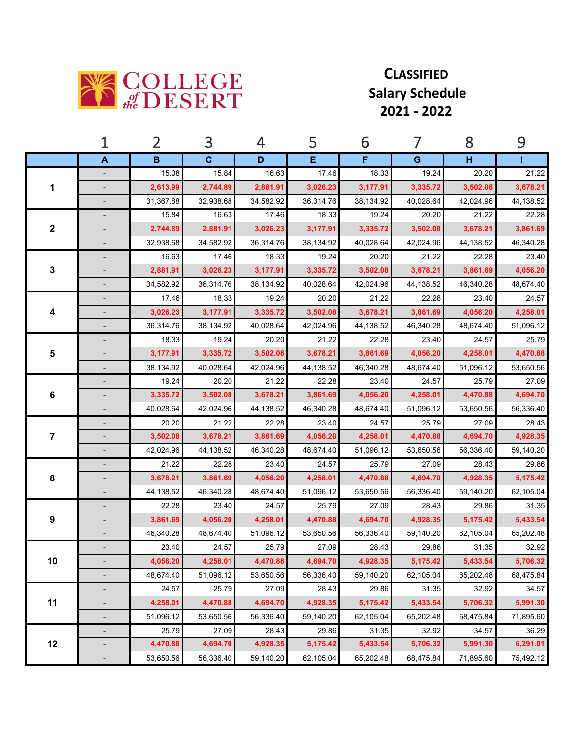COLLEGE of the DESERT

# CLASSIFIED Salary Schedule 2021 - 2022

| | 1 | 2 | 3 | 4 | 5 | 6 | 7 | 8 | 9 |
|---|---|---|---|---|---|---|---|---|---|
| | A | B | C | D | E | F | G | H | I |
| 1 | - | 15.08 | 15.84 | 16.63 | 17.46 | 18.33 | 19.24 | 20.20 | 21.22 |
| | - | **2,613.99** | **2,744.89** | **2,881.91** | **3,026.23** | **3,177.91** | **3,335.72** | **3,502.08** | **3,678.21** |
| | - | 31,367.88 | 32,938.68 | 34,582.92 | 36,314.76 | 38,134.92 | 40,028.64 | 42,024.96 | 44,138.52 |
| 2 | - | 15.84 | 16.63 | 17.46 | 18.33 | 19.24 | 20.20 | 21.22 | 22.28 |
| | - | **2,744.89** | **2,881.91** | **3,026.23** | **3,177.91** | **3,335.72** | **3,502.08** | **3,678.21** | **3,861.69** |
| | - | 32,938.68 | 34,582.92 | 36,314.76 | 38,134.92 | 40,028.64 | 42,024.96 | 44,138.52 | 46,340.28 |
| 3 | - | 16.63 | 17.46 | 18.33 | 19.24 | 20.20 | 21.22 | 22.28 | 23.40 |
| | - | **2,881.91** | **3,026.23** | **3,177.91** | **3,335.72** | **3,502.08** | **3,678.21** | **3,861.69** | **4,056.20** |
| | - | 34,582.92 | 36,314.76 | 38,134.92 | 40,028.64 | 42,024.96 | 44,138.52 | 46,340.28 | 48,674.40 |
| 4 | - | 17.46 | 18.33 | 19.24 | 20.20 | 21.22 | 22.28 | 23.40 | 24.57 |
| | - | **3,026.23** | **3,177.91** | **3,335.72** | **3,502.08** | **3,678.21** | **3,861.69** | **4,056.20** | **4,258.01** |
| | - | 36,314.76 | 38,134.92 | 40,028.64 | 42,024.96 | 44,138.52 | 46,340.28 | 48,674.40 | 51,096.12 |
| 5 | - | 18.33 | 19.24 | 20.20 | 21.22 | 22.28 | 23.40 | 24.57 | 25.79 |
| | - | **3,177.91** | **3,335.72** | **3,502.08** | **3,678.21** | **3,861.69** | **4,056.20** | **4,258.01** | **4,470.88** |
| | - | 38,134.92 | 40,028.64 | 42,024.96 | 44,138.52 | 46,340.28 | 48,674.40 | 51,096.12 | 53,650.56 |
| 6 | - | 19.24 | 20.20 | 21.22 | 22.28 | 23.40 | 24.57 | 25.79 | 27.09 |
| | - | **3,335.72** | **3,502.08** | **3,678.21** | **3,861.69** | **4,056.20** | **4,258.01** | **4,470.88** | **4,694.70** |
| | - | 40,028.64 | 42,024.96 | 44,138.52 | 46,340.28 | 48,674.40 | 51,096.12 | 53,650.56 | 56,336.40 |
| 7 | - | 20.20 | 21.22 | 22.28 | 23.40 | 24.57 | 25.79 | 27.09 | 28.43 |
| | - | **3,502.08** | **3,678.21** | **3,861.69** | **4,056.20** | **4,258.01** | **4,470.88** | **4,694.70** | **4,928.35** |
| | - | 42,024.96 | 44,138.52 | 46,340.28 | 48,674.40 | 51,096.12 | 53,650.56 | 56,336.40 | 59,140.20 |
| 8 | - | 21.22 | 22.28 | 23.40 | 24.57 | 25.79 | 27.09 | 28.43 | 29.86 |
| | - | **3,678.21** | **3,861.69** | **4,056.20** | **4,258.01** | **4,470.88** | **4,694.70** | **4,928.35** | **5,175.42** |
| | - | 44,138.52 | 46,340.28 | 48,674.40 | 51,096.12 | 53,650.56 | 56,336.40 | 59,140.20 | 62,105.04 |
| 9 | - | 22.28 | 23.40 | 24.57 | 25.79 | 27.09 | 28.43 | 29.86 | 31.35 |
| | - | **3,861.69** | **4,056.20** | **4,258.01** | **4,470.88** | **4,694.70** | **4,928.35** | **5,175.42** | **5,433.54** |
| | - | 46,340.28 | 48,674.40 | 51,096.12 | 53,650.56 | 56,336.40 | 59,140.20 | 62,105.04 | 65,202.48 |
| 10 | - | 23.40 | 24.57 | 25.79 | 27.09 | 28.43 | 29.86 | 31.35 | 32.92 |
| | - | **4,056.20** | **4,258.01** | **4,470.88** | **4,694.70** | **4,928.35** | **5,175.42** | **5,433.54** | **5,706.32** |
| | - | 48,674.40 | 51,096.12 | 53,650.56 | 56,336.40 | 59,140.20 | 62,105.04 | 65,202.48 | 68,475.84 |
| 11 | - | 24.57 | 25.79 | 27.09 | 28.43 | 29.86 | 31.35 | 32.92 | 34.57 |
| | - | **4,258.01** | **4,470.88** | **4,694.70** | **4,928.35** | **5,175.42** | **5,433.54** | **5,706.32** | **5,991.30** |
| | - | 51,096.12 | 53,650.56 | 56,336.40 | 59,140.20 | 62,105.04 | 65,202.48 | 68,475.84 | 71,895.60 |
| 12 | - | 25.79 | 27.09 | 28.43 | 29.86 | 31.35 | 32.92 | 34.57 | 36.29 |
| | - | **4,470.88** | **4,694.70** | **4,928.35** | **5,175.42** | **5,433.54** | **5,706.32** | **5,991.30** | **6,291.01** |
| | - | 53,650.56 | 56,336.40 | 59,140.20 | 62,105.04 | 65,202.48 | 68,475.84 | 71,895.60 | 75,492.12 |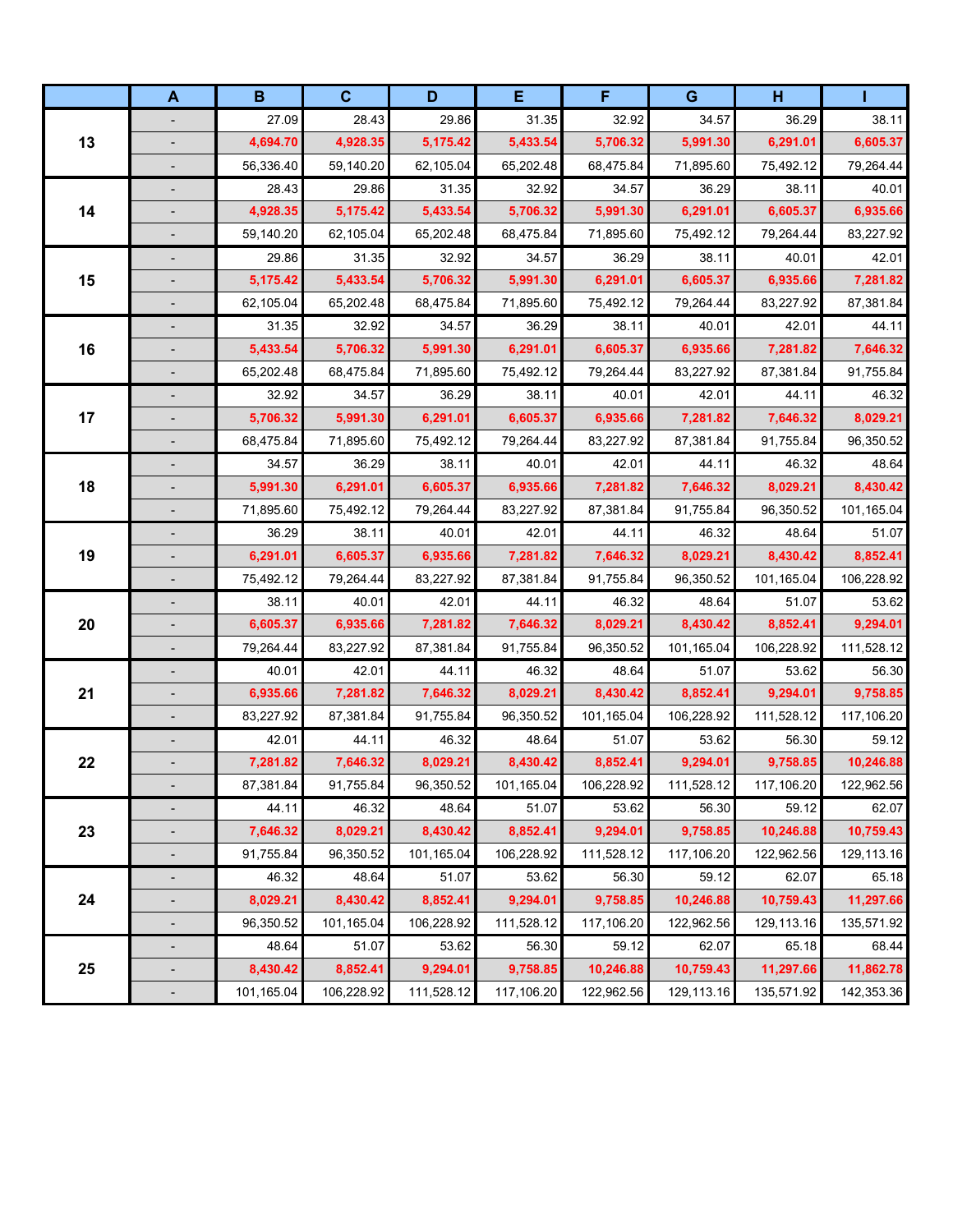| | A | B | C | D | E | F | G | H | I |
|---|---|---|---|---|---|---|---|---|---|
| 13 | - | 27.09 | 28.43 | 29.86 | 31.35 | 32.92 | 34.57 | 36.29 | 38.11 |
| | - | **4,694.70** | **4,928.35** | **5,175.42** | **5,433.54** | **5,706.32** | **5,991.30** | **6,291.01** | **6,605.37** |
| | - | 56,336.40 | 59,140.20 | 62,105.04 | 65,202.48 | 68,475.84 | 71,895.60 | 75,492.12 | 79,264.44 |
| 14 | - | 28.43 | 29.86 | 31.35 | 32.92 | 34.57 | 36.29 | 38.11 | 40.01 |
| | - | **4,928.35** | **5,175.42** | **5,433.54** | **5,706.32** | **5,991.30** | **6,291.01** | **6,605.37** | **6,935.66** |
| | - | 59,140.20 | 62,105.04 | 65,202.48 | 68,475.84 | 71,895.60 | 75,492.12 | 79,264.44 | 83,227.92 |
| 15 | - | 29.86 | 31.35 | 32.92 | 34.57 | 36.29 | 38.11 | 40.01 | 42.01 |
| | - | **5,175.42** | **5,433.54** | **5,706.32** | **5,991.30** | **6,291.01** | **6,605.37** | **6,935.66** | **7,281.82** |
| | - | 62,105.04 | 65,202.48 | 68,475.84 | 71,895.60 | 75,492.12 | 79,264.44 | 83,227.92 | 87,381.84 |
| 16 | - | 31.35 | 32.92 | 34.57 | 36.29 | 38.11 | 40.01 | 42.01 | 44.11 |
| | - | **5,433.54** | **5,706.32** | **5,991.30** | **6,291.01** | **6,605.37** | **6,935.66** | **7,281.82** | **7,646.32** |
| | - | 65,202.48 | 68,475.84 | 71,895.60 | 75,492.12 | 79,264.44 | 83,227.92 | 87,381.84 | 91,755.84 |
| 17 | - | 32.92 | 34.57 | 36.29 | 38.11 | 40.01 | 42.01 | 44.11 | 46.32 |
| | - | **5,706.32** | **5,991.30** | **6,291.01** | **6,605.37** | **6,935.66** | **7,281.82** | **7,646.32** | **8,029.21** |
| | - | 68,475.84 | 71,895.60 | 75,492.12 | 79,264.44 | 83,227.92 | 87,381.84 | 91,755.84 | 96,350.52 |
| 18 | - | 34.57 | 36.29 | 38.11 | 40.01 | 42.01 | 44.11 | 46.32 | 48.64 |
| | - | **5,991.30** | **6,291.01** | **6,605.37** | **6,935.66** | **7,281.82** | **7,646.32** | **8,029.21** | **8,430.42** |
| | - | 71,895.60 | 75,492.12 | 79,264.44 | 83,227.92 | 87,381.84 | 91,755.84 | 96,350.52 | 101,165.04 |
| 19 | - | 36.29 | 38.11 | 40.01 | 42.01 | 44.11 | 46.32 | 48.64 | 51.07 |
| | - | **6,291.01** | **6,605.37** | **6,935.66** | **7,281.82** | **7,646.32** | **8,029.21** | **8,430.42** | **8,852.41** |
| | - | 75,492.12 | 79,264.44 | 83,227.92 | 87,381.84 | 91,755.84 | 96,350.52 | 101,165.04 | 106,228.92 |
| 20 | - | 38.11 | 40.01 | 42.01 | 44.11 | 46.32 | 48.64 | 51.07 | 53.62 |
| | - | **6,605.37** | **6,935.66** | **7,281.82** | **7,646.32** | **8,029.21** | **8,430.42** | **8,852.41** | **9,294.01** |
| | - | 79,264.44 | 83,227.92 | 87,381.84 | 91,755.84 | 96,350.52 | 101,165.04 | 106,228.92 | 111,528.12 |
| 21 | - | 40.01 | 42.01 | 44.11 | 46.32 | 48.64 | 51.07 | 53.62 | 56.30 |
| | - | **6,935.66** | **7,281.82** | **7,646.32** | **8,029.21** | **8,430.42** | **8,852.41** | **9,294.01** | **9,758.85** |
| | - | 83,227.92 | 87,381.84 | 91,755.84 | 96,350.52 | 101,165.04 | 106,228.92 | 111,528.12 | 117,106.20 |
| 22 | - | 42.01 | 44.11 | 46.32 | 48.64 | 51.07 | 53.62 | 56.30 | 59.12 |
| | - | **7,281.82** | **7,646.32** | **8,029.21** | **8,430.42** | **8,852.41** | **9,294.01** | **9,758.85** | **10,246.88** |
| | - | 87,381.84 | 91,755.84 | 96,350.52 | 101,165.04 | 106,228.92 | 111,528.12 | 117,106.20 | 122,962.56 |
| 23 | - | 44.11 | 46.32 | 48.64 | 51.07 | 53.62 | 56.30 | 59.12 | 62.07 |
| | - | **7,646.32** | **8,029.21** | **8,430.42** | **8,852.41** | **9,294.01** | **9,758.85** | **10,246.88** | **10,759.43** |
| | - | 91,755.84 | 96,350.52 | 101,165.04 | 106,228.92 | 111,528.12 | 117,106.20 | 122,962.56 | 129,113.16 |
| 24 | - | 46.32 | 48.64 | 51.07 | 53.62 | 56.30 | 59.12 | 62.07 | 65.18 |
| | - | **8,029.21** | **8,430.42** | **8,852.41** | **9,294.01** | **9,758.85** | **10,246.88** | **10,759.43** | **11,297.66** |
| | - | 96,350.52 | 101,165.04 | 106,228.92 | 111,528.12 | 117,106.20 | 122,962.56 | 129,113.16 | 135,571.92 |
| 25 | - | 48.64 | 51.07 | 53.62 | 56.30 | 59.12 | 62.07 | 65.18 | 68.44 |
| | - | **8,430.42** | **8,852.41** | **9,294.01** | **9,758.85** | **10,246.88** | **10,759.43** | **11,297.66** | **11,862.78** |
| | - | 101,165.04 | 106,228.92 | 111,528.12 | 117,106.20 | 122,962.56 | 129,113.16 | 135,571.92 | 142,353.36 |